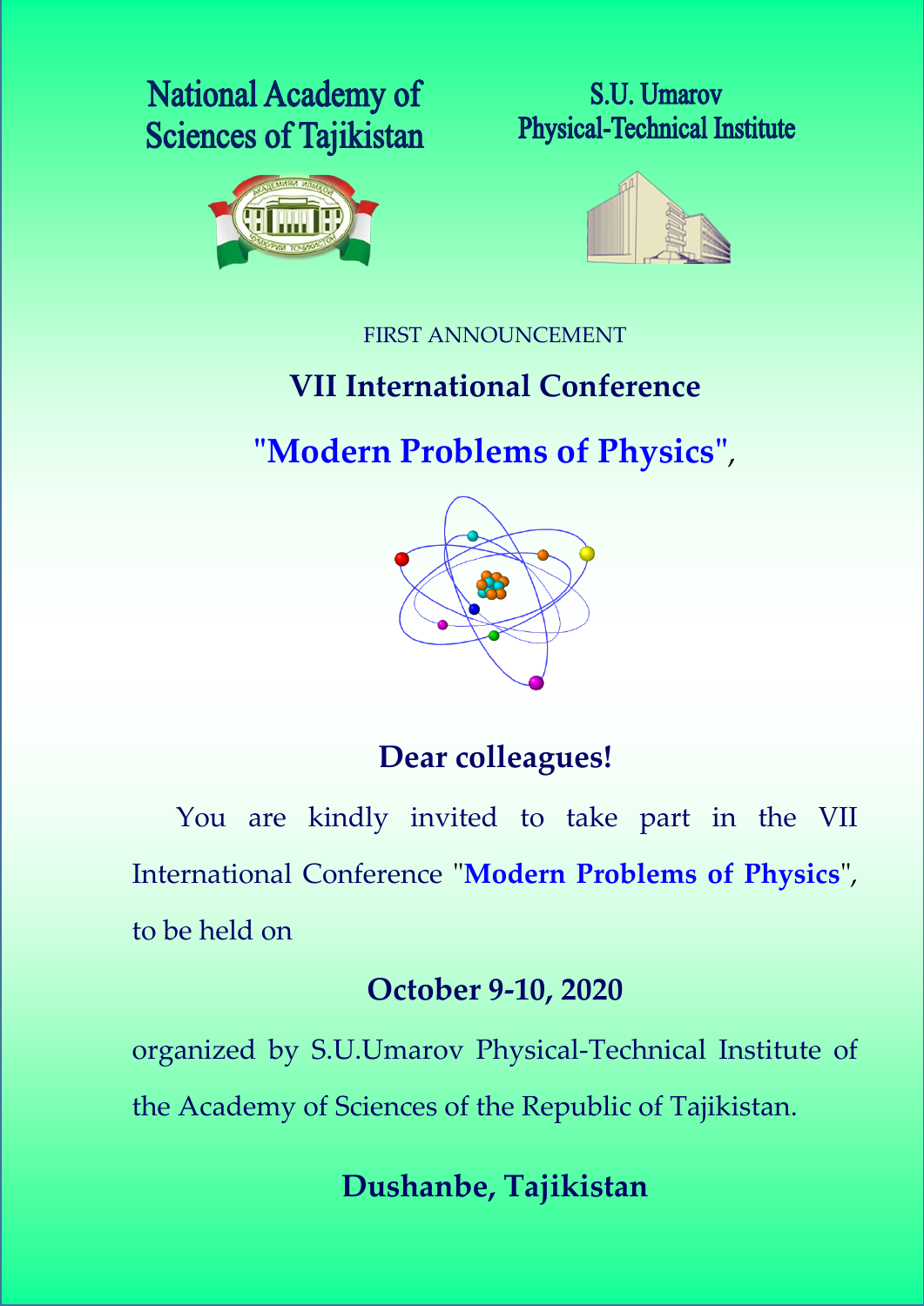**National Academy of Sciences of Tajikistan**

**S.U. Umarov Physical-Technical Institute**

FIRST ANNOUNCEMENT

# VII International Conference

# "Modern Problems of Physics",

## Dear colleagues!

You are kindly invited to take part in the VII International Conference "**Modern Problems of Physics**", to be held on

**October 9-10, 2020**

organized by S.U.Umarov Physical-Technical Institute of the Academy of Sciences of the Republic of Tajikistan.

**Dushanbe, Tajikistan**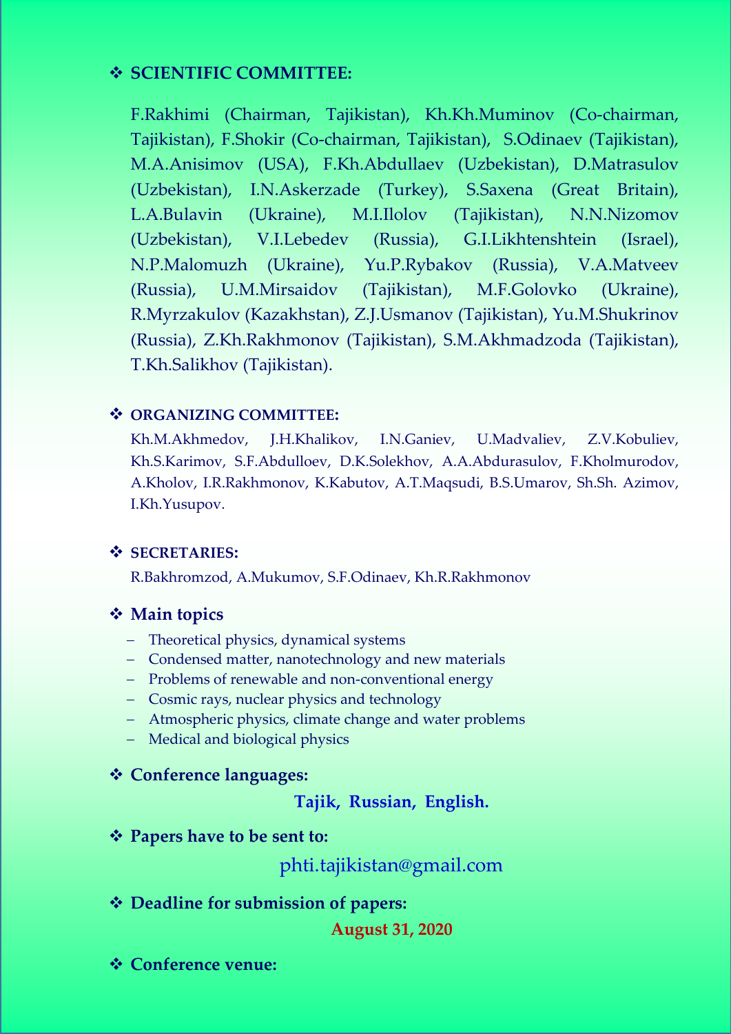- **SCIENTIFIC COMMITTEE:**

  F.Rakhimi (Chairman, Tajikistan), Kh.Kh.Muminov (Co-chairman, Tajikistan), F.Shokir (Co-chairman, Tajikistan), S.Odinaev (Tajikistan), M.A.Anisimov (USA), F.Kh.Abdullaev (Uzbekistan), D.Matrasulov (Uzbekistan), I.N.Askerzade (Turkey), S.Saxena (Great Britain), L.A.Bulavin (Ukraine), M.I.Ilolov (Tajikistan), N.N.Nizomov (Uzbekistan), V.I.Lebedev (Russia), G.I.Likhtenshtein (Israel), N.P.Malomuzh (Ukraine), Yu.P.Rybakov (Russia), V.A.Matveev (Russia), U.M.Mirsaidov (Tajikistan), M.F.Golovko (Ukraine), R.Myrzakulov (Kazakhstan), Z.J.Usmanov (Tajikistan), Yu.M.Shukrinov (Russia), Z.Kh.Rakhmonov (Tajikistan), S.M.Akhmadzoda (Tajikistan), T.Kh.Salikhov (Tajikistan).

- **ORGANIZING COMMITTEE:**

  Kh.M.Akhmedov, J.H.Khalikov, I.N.Ganiev, U.Madvaliev, Z.V.Kobuliev, Kh.S.Karimov, S.F.Abdulloev, D.K.Solekhov, A.A.Abdurasulov, F.Kholmurodov, A.Kholov, I.R.Rakhmonov, K.Kabutov, A.T.Maqsudi, B.S.Umarov, Sh.Sh. Azimov, I.Kh.Yusupov.

- **SECRETARIES:**

  R.Bakhromzod, A.Mukumov, S.F.Odinaev, Kh.R.Rakhmonov

- **Main topics**
  - Theoretical physics, dynamical systems
  - Condensed matter, nanotechnology and new materials
  - Problems of renewable and non-conventional energy
  - Cosmic rays, nuclear physics and technology
  - Atmospheric physics, climate change and water problems
  - Medical and biological physics

- **Conference languages:**

  **Tajik, Russian, English.**

- **Papers have to be sent to:**

  phti.tajikistan@gmail.com

- **Deadline for submission of papers:**

  **August 31, 2020**

- **Conference venue:**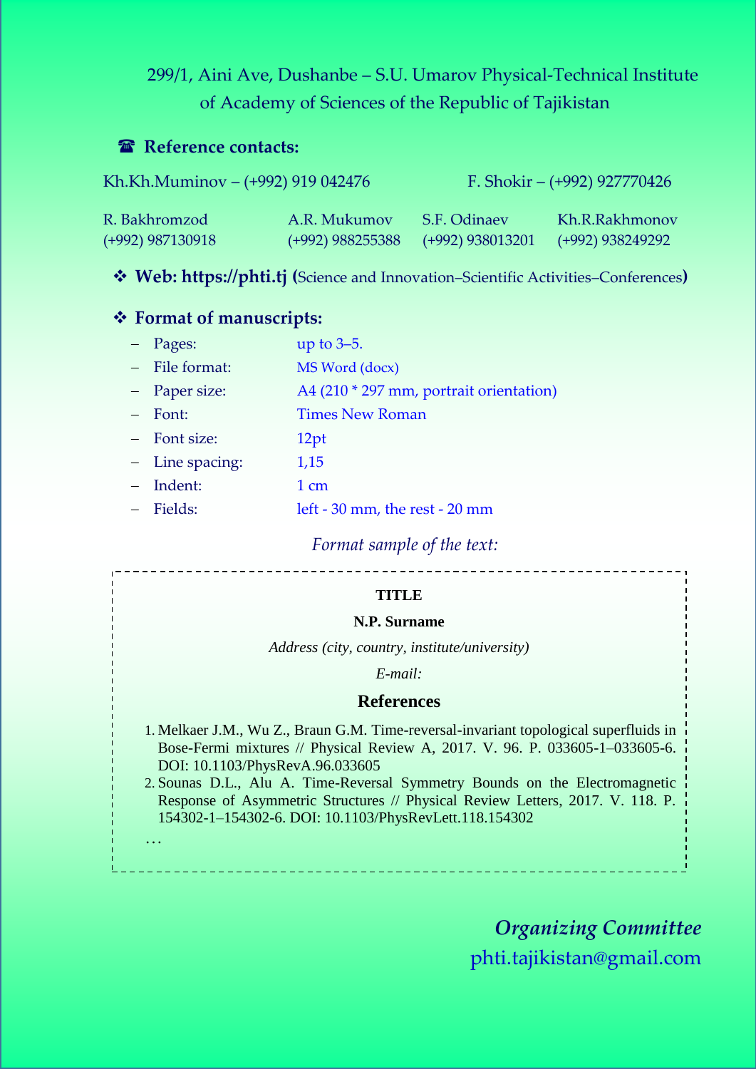299/1, Aini Ave, Dushanbe – S.U. Umarov Physical-Technical Institute of Academy of Sciences of the Republic of Tajikistan

☎ **Reference contacts:**

Kh.Kh.Muminov – (+992) 919 042476

F. Shokir – (+992) 927770426

R. Bakhromzod (+992) 987130918

A.R. Mukumov (+992) 988255388

S.F. Odinaev (+992) 938013201

Kh.R.Rakhmonov (+992) 938249292

❖ **Web: https://phti.tj (**Science and Innovation–Scientific Activities–Conferences**)**

❖ **Format of manuscripts:**

- Pages: up to 3–5.
- File format: MS Word (docx)
- Paper size: A4 (210 * 297 mm, portrait orientation)
- Font: Times New Roman
- Font size: 12pt
- Line spacing: 1,15
- Indent: 1 cm
- Fields: left - 30 mm, the rest - 20 mm

*Format sample of the text:*

**TITLE**

**N.P. Surname**

*Address (city, country, institute/university)*

*E-mail:*

**References**

1. Melkaer J.M., Wu Z., Braun G.M. Time-reversal-invariant topological superfluids in Bose-Fermi mixtures // Physical Review A, 2017. V. 96. P. 033605-1–033605-6. DOI: 10.1103/PhysRevA.96.033605
2. Sounas D.L., Alu A. Time-Reversal Symmetry Bounds on the Electromagnetic Response of Asymmetric Structures // Physical Review Letters, 2017. V. 118. P. 154302-1–154302-6. DOI: 10.1103/PhysRevLett.118.154302

…

***Organizing Committee***

phti.tajikistan@gmail.com